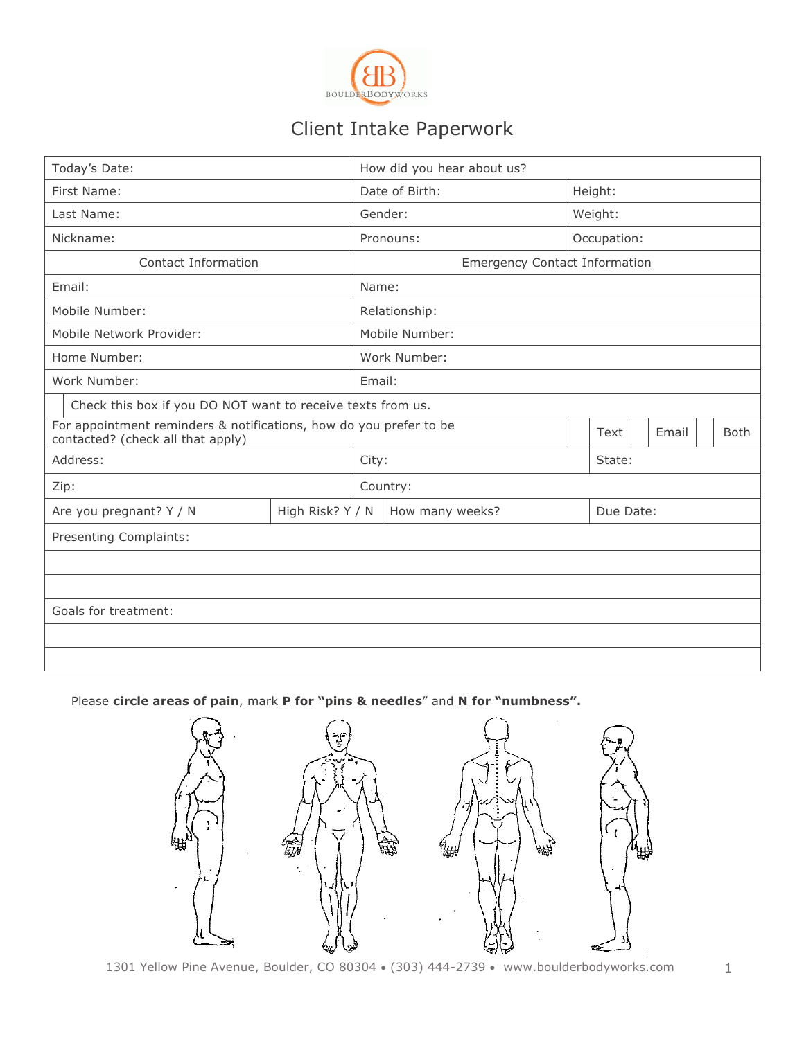BOULDERBODYWORKS

# Client Intake Paperwork

| | | | | | | |
|---|---|---|---|---|---|---|
| Today's Date: | How did you hear about us? | | | | | |
| First Name: | Date of Birth: | Height: | | | | |
| Last Name: | Gender: | Weight: | | | | |
| Nickname: | Pronouns: | Occupation: | | | | |
| Contact Information | Emergency Contact Information | | | | | |
| Email: | Name: | | | | | |
| Mobile Number: | Relationship: | | | | | |
| Mobile Network Provider: | Mobile Number: | | | | | |
| Home Number: | Work Number: | | | | | |
| Work Number: | Email: | | | | | |
| ☐ Check this box if you DO NOT want to receive texts from us. | | | | | | |
| For appointment reminders & notifications, how do you prefer to be contacted? (check all that apply) | | ☐ | Text | ☐ | Email | ☐ Both |
| Address: | City: | State: | | | | |
| Zip: | Country: | | | | | |
| Are you pregnant? Y / N | High Risk? Y / N | How many weeks? | Due Date: | | | |
| Presenting Complaints: | | | | | | |
| | | | | | | |
| | | | | | | |
| Goals for treatment: | | | | | | |
| | | | | | | |
| | | | | | | |

Please **circle areas of pain**, mark **P for "pins & needles**" and **N for "numbness".**

1301 Yellow Pine Avenue, Boulder, CO 80304 • (303) 444-2739 • www.boulderbodyworks.com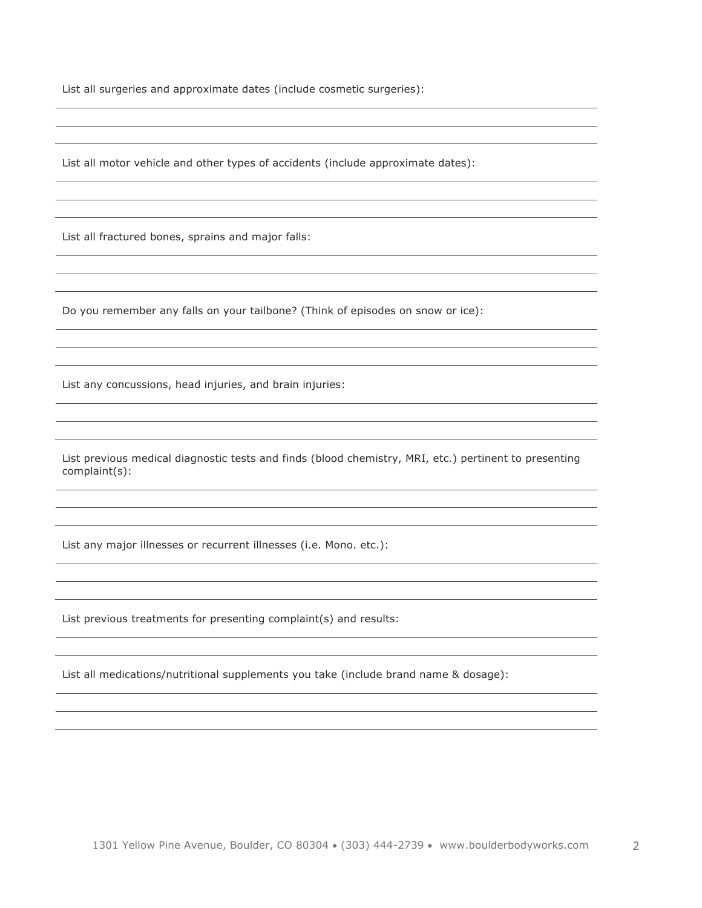List all surgeries and approximate dates (include cosmetic surgeries):

List all motor vehicle and other types of accidents (include approximate dates):

List all fractured bones, sprains and major falls:

Do you remember any falls on your tailbone? (Think of episodes on snow or ice):

List any concussions, head injuries, and brain injuries:

List previous medical diagnostic tests and finds (blood chemistry, MRI, etc.) pertinent to presenting complaint(s):

List any major illnesses or recurrent illnesses (i.e. Mono. etc.):

List previous treatments for presenting complaint(s) and results:

List all medications/nutritional supplements you take (include brand name & dosage):

1301 Yellow Pine Avenue, Boulder, CO 80304 • (303) 444-2739 • www.boulderbodyworks.com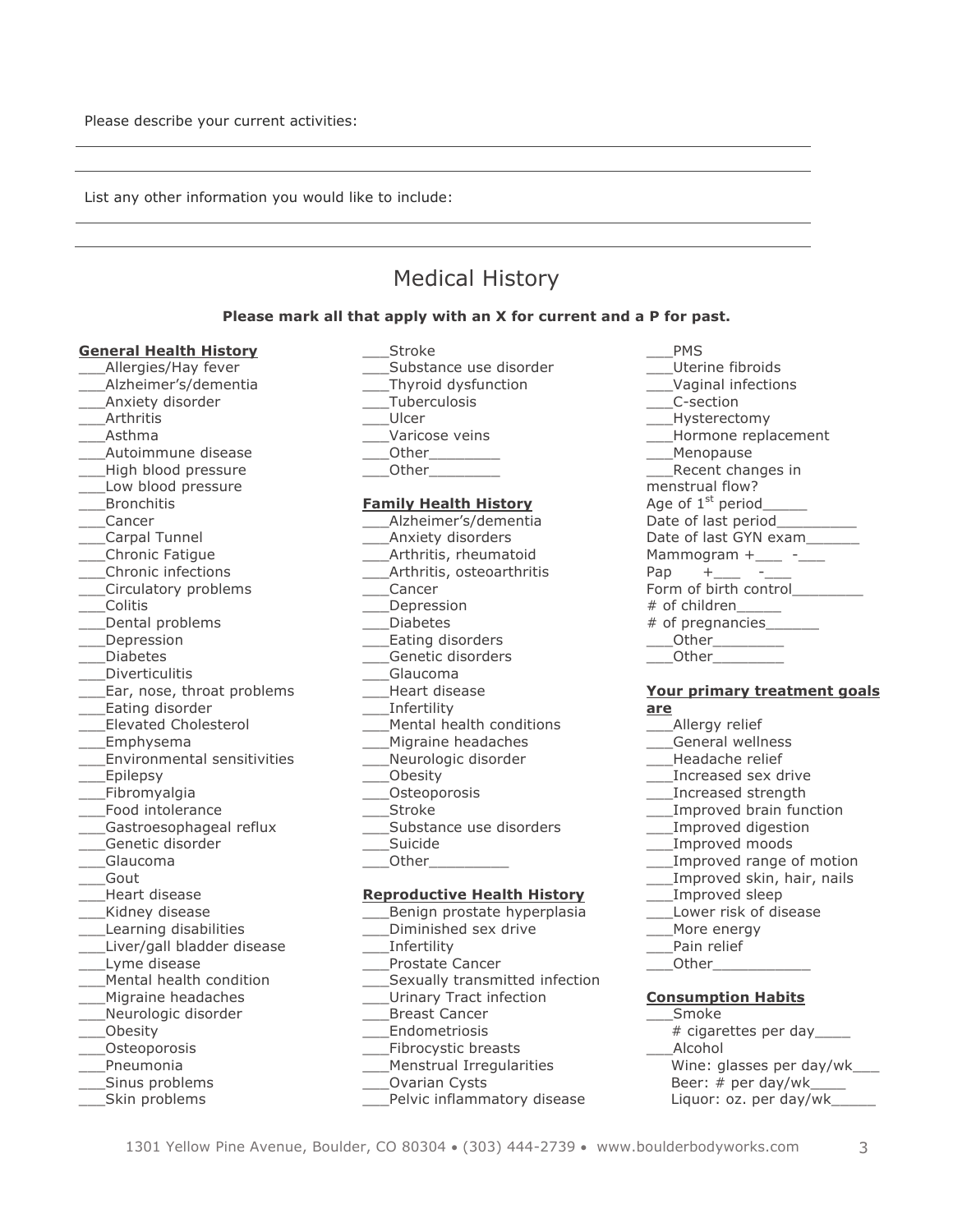Please describe your current activities:

_______________________________________________________________________

_______________________________________________________________________

List any other information you would like to include:

_______________________________________________________________________

_______________________________________________________________________

# Medical History

**Please mark all that apply with an X for current and a P for past.**

**General Health History**

___Allergies/Hay fever
___Alzheimer's/dementia
___Anxiety disorder
___Arthritis
___Asthma
___Autoimmune disease
___High blood pressure
___Low blood pressure
___Bronchitis
___Cancer
___Carpal Tunnel
___Chronic Fatigue
___Chronic infections
___Circulatory problems
___Colitis
___Dental problems
___Depression
___Diabetes
___Diverticulitis
___Ear, nose, throat problems
___Eating disorder
___Elevated Cholesterol
___Emphysema
___Environmental sensitivities
___Epilepsy
___Fibromyalgia
___Food intolerance
___Gastroesophageal reflux
___Genetic disorder
___Glaucoma
___Gout
___Heart disease
___Kidney disease
___Learning disabilities
___Liver/gall bladder disease
___Lyme disease
___Mental health condition
___Migraine headaches
___Neurologic disorder
___Obesity
___Osteoporosis
___Pneumonia
___Sinus problems
___Skin problems
___Stroke
___Substance use disorder
___Thyroid dysfunction
___Tuberculosis
___Ulcer
___Varicose veins
___Other________
___Other________

**Family Health History**

___Alzheimer's/dementia
___Anxiety disorders
___Arthritis, rheumatoid
___Arthritis, osteoarthritis
___Cancer
___Depression
___Diabetes
___Eating disorders
___Genetic disorders
___Glaucoma
___Heart disease
___Infertility
___Mental health conditions
___Migraine headaches
___Neurologic disorder
___Obesity
___Osteoporosis
___Stroke
___Substance use disorders
___Suicide
___Other_________

**Reproductive Health History**

___Benign prostate hyperplasia
___Diminished sex drive
___Infertility
___Prostate Cancer
___Sexually transmitted infection
___Urinary Tract infection
___Breast Cancer
___Endometriosis
___Fibrocystic breasts
___Menstrual Irregularities
___Ovarian Cysts
___Pelvic inflammatory disease
___PMS
___Uterine fibroids
___Vaginal infections
___C-section
___Hysterectomy
___Hormone replacement
___Menopause
___Recent changes in menstrual flow?

Age of 1st period_____
Date of last period_________
Date of last GYN exam______
Mammogram +___ -___
Pap +___ -___
Form of birth control________
# of children_____
# of pregnancies______
___Other________
___Other________

**Your primary treatment goals are**

___Allergy relief
___General wellness
___Headache relief
___Increased sex drive
___Increased strength
___Improved brain function
___Improved digestion
___Improved moods
___Improved range of motion
___Improved skin, hair, nails
___Improved sleep
___Lower risk of disease
___More energy
___Pain relief
___Other___________

**Consumption Habits**

___Smoke
# cigarettes per day____
___Alcohol
Wine: glasses per day/wk___
Beer: # per day/wk____
Liquor: oz. per day/wk_____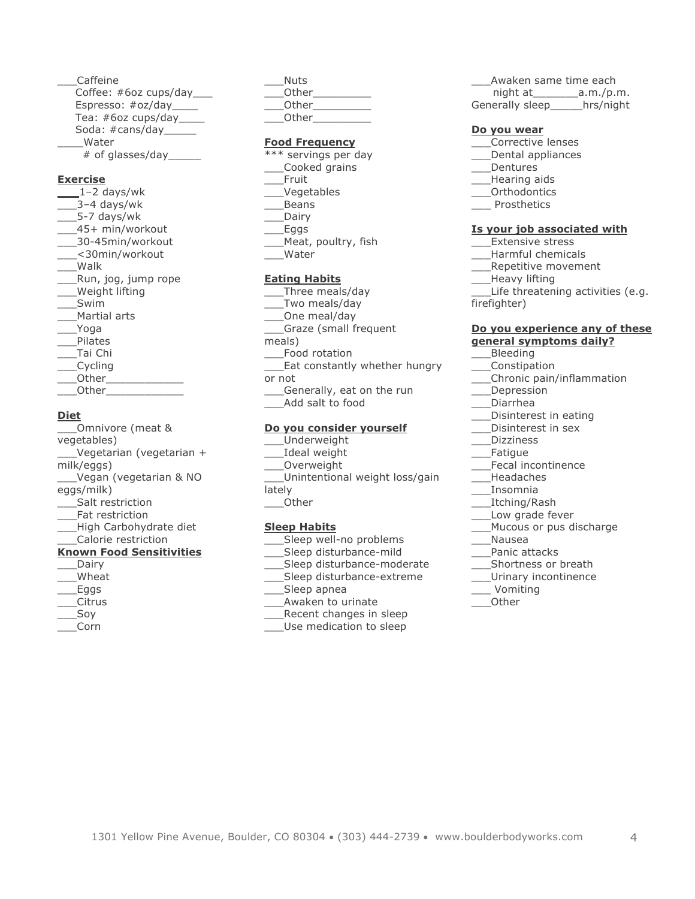___Caffeine
Coffee: #6oz cups/day___
Espresso: #oz/day____
Tea: #6oz cups/day____
Soda: #cans/day_____
____Water
# of glasses/day_____

**Exercise**

___1–2 days/wk
___3–4 days/wk
___5-7 days/wk
___45+ min/workout
___30-45min/workout
___<30min/workout
___Walk
___Run, jog, jump rope
___Weight lifting
___Swim
___Martial arts
___Yoga
___Pilates
___Tai Chi
___Cycling
___Other____________
___Other____________

**Diet**

___Omnivore (meat & vegetables)
___Vegetarian (vegetarian + milk/eggs)
___Vegan (vegetarian & NO eggs/milk)
___Salt restriction
___Fat restriction
___High Carbohydrate diet
___Calorie restriction

**Known Food Sensitivities**

___Dairy
___Wheat
___Eggs
___Citrus
___Soy
___Corn
___Nuts
___Other_________
___Other_________
___Other_________

**Food Frequency**

*** servings per day
___Cooked grains
___Fruit
___Vegetables
___Beans
___Dairy
___Eggs
___Meat, poultry, fish
___Water

**Eating Habits**

___Three meals/day
___Two meals/day
___One meal/day
___Graze (small frequent meals)
___Food rotation
___Eat constantly whether hungry or not
___Generally, eat on the run
___Add salt to food

**Do you consider yourself**

___Underweight
___Ideal weight
___Overweight
___Unintentional weight loss/gain lately
___Other

**Sleep Habits**

___Sleep well-no problems
___Sleep disturbance-mild
___Sleep disturbance-moderate
___Sleep disturbance-extreme
___Sleep apnea
___Awaken to urinate
___Recent changes in sleep
___Use medication to sleep
___Awaken same time each night at_______a.m./p.m.
Generally sleep_____hrs/night

**Do you wear**

___Corrective lenses
___Dental appliances
___Dentures
___Hearing aids
___Orthodontics
___ Prosthetics

**Is your job associated with**

___Extensive stress
___Harmful chemicals
___Repetitive movement
___Heavy lifting
___Life threatening activities (e.g. firefighter)

**Do you experience any of these general symptoms daily?**

___Bleeding
___Constipation
___Chronic pain/inflammation
___Depression
___Diarrhea
___Disinterest in eating
___Disinterest in sex
___Dizziness
___Fatigue
___Fecal incontinence
___Headaches
___Insomnia
___Itching/Rash
___Low grade fever
___Mucous or pus discharge
___Nausea
___Panic attacks
___Shortness or breath
___Urinary incontinence
___ Vomiting
___Other

1301 Yellow Pine Avenue, Boulder, CO 80304 • (303) 444-2739 • www.boulderbodyworks.com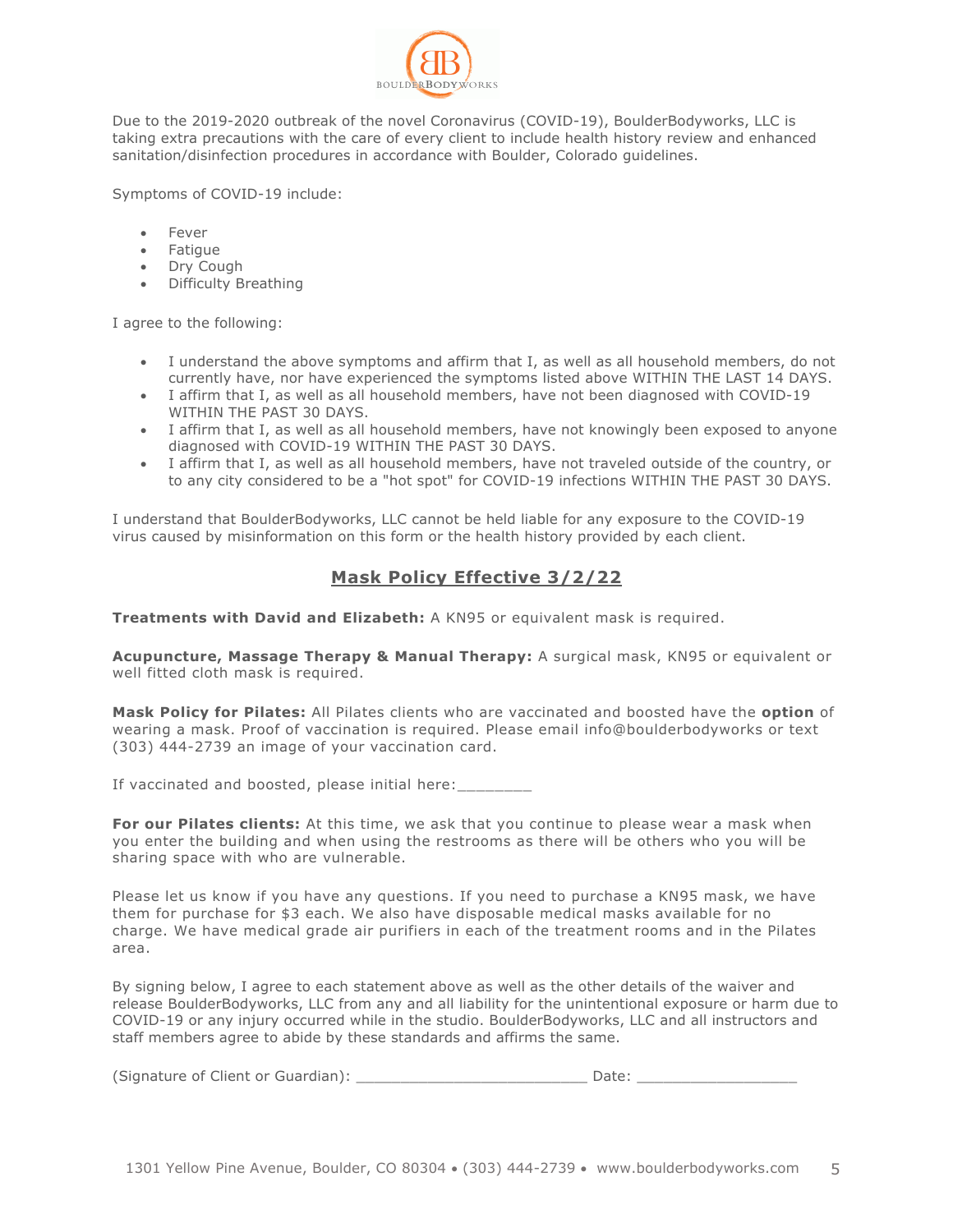Due to the 2019-2020 outbreak of the novel Coronavirus (COVID-19), BoulderBodyworks, LLC is taking extra precautions with the care of every client to include health history review and enhanced sanitation/disinfection procedures in accordance with Boulder, Colorado guidelines.

Symptoms of COVID-19 include:

- Fever
- Fatigue
- Dry Cough
- Difficulty Breathing

I agree to the following:

- I understand the above symptoms and affirm that I, as well as all household members, do not currently have, nor have experienced the symptoms listed above WITHIN THE LAST 14 DAYS.
- I affirm that I, as well as all household members, have not been diagnosed with COVID-19 WITHIN THE PAST 30 DAYS.
- I affirm that I, as well as all household members, have not knowingly been exposed to anyone diagnosed with COVID-19 WITHIN THE PAST 30 DAYS.
- I affirm that I, as well as all household members, have not traveled outside of the country, or to any city considered to be a "hot spot" for COVID-19 infections WITHIN THE PAST 30 DAYS.

I understand that BoulderBodyworks, LLC cannot be held liable for any exposure to the COVID-19 virus caused by misinformation on this form or the health history provided by each client.

## Mask Policy Effective 3/2/22

**Treatments with David and Elizabeth:** A KN95 or equivalent mask is required.

**Acupuncture, Massage Therapy & Manual Therapy:** A surgical mask, KN95 or equivalent or well fitted cloth mask is required.

**Mask Policy for Pilates:** All Pilates clients who are vaccinated and boosted have the **option** of wearing a mask. Proof of vaccination is required. Please email info@boulderbodyworks or text (303) 444-2739 an image of your vaccination card.

If vaccinated and boosted, please initial here:________

**For our Pilates clients:** At this time, we ask that you continue to please wear a mask when you enter the building and when using the restrooms as there will be others who you will be sharing space with who are vulnerable.

Please let us know if you have any questions. If you need to purchase a KN95 mask, we have them for purchase for $3 each. We also have disposable medical masks available for no charge. We have medical grade air purifiers in each of the treatment rooms and in the Pilates area.

By signing below, I agree to each statement above as well as the other details of the waiver and release BoulderBodyworks, LLC from any and all liability for the unintentional exposure or harm due to COVID-19 or any injury occurred while in the studio. BoulderBodyworks, LLC and all instructors and staff members agree to abide by these standards and affirms the same.

(Signature of Client or Guardian): _________________________ Date: _________________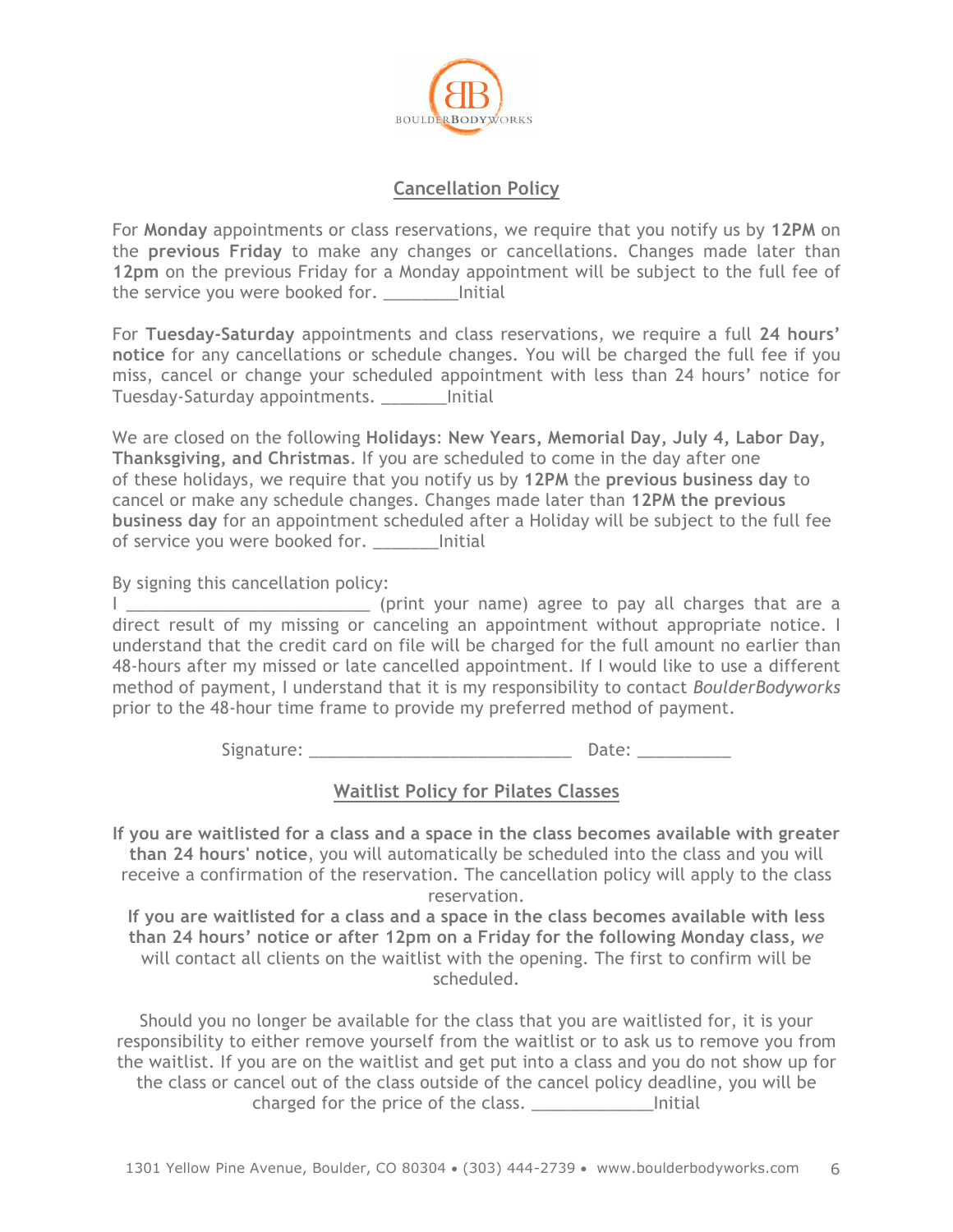## Cancellation Policy

For **Monday** appointments or class reservations, we require that you notify us by **12PM** on the **previous Friday** to make any changes or cancellations. Changes made later than **12pm** on the previous Friday for a Monday appointment will be subject to the full fee of the service you were booked for. ________Initial

For **Tuesday-Saturday** appointments and class reservations, we require a full **24 hours' notice** for any cancellations or schedule changes. You will be charged the full fee if you miss, cancel or change your scheduled appointment with less than 24 hours' notice for Tuesday-Saturday appointments. _______Initial

We are closed on the following **Holidays**: **New Years, Memorial Day, July 4, Labor Day, Thanksgiving, and Christmas**. If you are scheduled to come in the day after one of these holidays, we require that you notify us by **12PM** the **previous business day** to cancel or make any schedule changes. Changes made later than **12PM the previous business day** for an appointment scheduled after a Holiday will be subject to the full fee of service you were booked for. _______Initial

By signing this cancellation policy:

I __________________________ (print your name) agree to pay all charges that are a direct result of my missing or canceling an appointment without appropriate notice. I understand that the credit card on file will be charged for the full amount no earlier than 48-hours after my missed or late cancelled appointment. If I would like to use a different method of payment, I understand that it is my responsibility to contact *BoulderBodyworks* prior to the 48-hour time frame to provide my preferred method of payment.

Signature: ____________________________ Date: __________

## Waitlist Policy for Pilates Classes

**If you are waitlisted for a class and a space in the class becomes available with greater than 24 hours' notice**, you will automatically be scheduled into the class and you will receive a confirmation of the reservation. The cancellation policy will apply to the class reservation.

**If you are waitlisted for a class and a space in the class becomes available with less than 24 hours' notice or after 12pm on a Friday for the following Monday class,** *we* will contact all clients on the waitlist with the opening. The first to confirm will be scheduled.

Should you no longer be available for the class that you are waitlisted for, it is your responsibility to either remove yourself from the waitlist or to ask us to remove you from the waitlist. If you are on the waitlist and get put into a class and you do not show up for the class or cancel out of the class outside of the cancel policy deadline, you will be charged for the price of the class. _____________Initial

1301 Yellow Pine Avenue, Boulder, CO 80304 • (303) 444-2739 • www.boulderbodyworks.com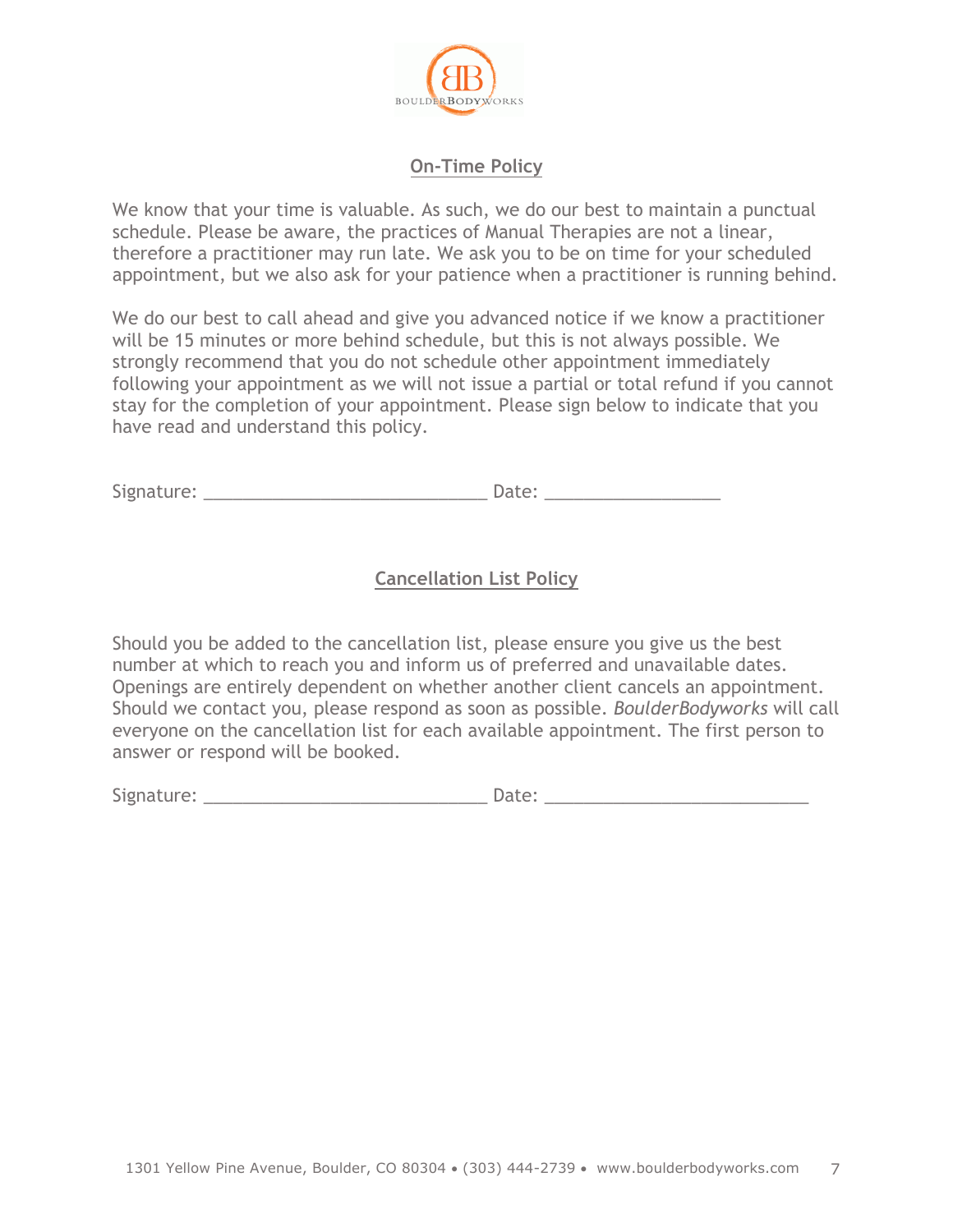## On-Time Policy

We know that your time is valuable. As such, we do our best to maintain a punctual schedule. Please be aware, the practices of Manual Therapies are not a linear, therefore a practitioner may run late. We ask you to be on time for your scheduled appointment, but we also ask for your patience when a practitioner is running behind.

We do our best to call ahead and give you advanced notice if we know a practitioner will be 15 minutes or more behind schedule, but this is not always possible. We strongly recommend that you do not schedule other appointment immediately following your appointment as we will not issue a partial or total refund if you cannot stay for the completion of your appointment. Please sign below to indicate that you have read and understand this policy.

Signature: ______________________________ Date: __________________

## Cancellation List Policy

Should you be added to the cancellation list, please ensure you give us the best number at which to reach you and inform us of preferred and unavailable dates. Openings are entirely dependent on whether another client cancels an appointment. Should we contact you, please respond as soon as possible. *BoulderBodyworks* will call everyone on the cancellation list for each available appointment. The first person to answer or respond will be booked.

Signature: ______________________________ Date: ___________________________

1301 Yellow Pine Avenue, Boulder, CO 80304 • (303) 444-2739 • www.boulderbodyworks.com